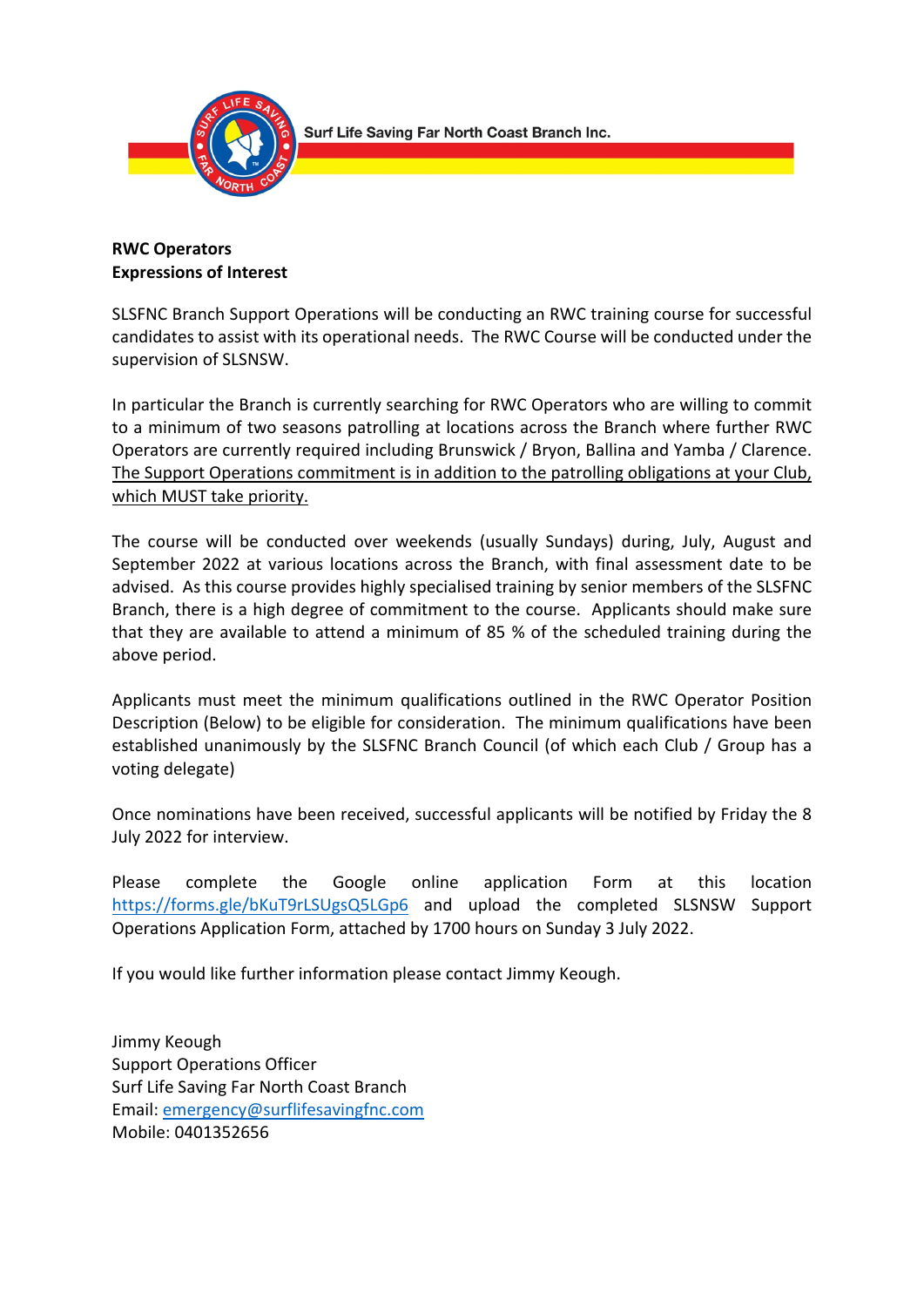Surf Life Saving Far North Coast Branch Inc.

**RWC Operators**
**Expressions of Interest**

SLSFNC Branch Support Operations will be conducting an RWC training course for successful candidates to assist with its operational needs. The RWC Course will be conducted under the supervision of SLSNSW.

In particular the Branch is currently searching for RWC Operators who are willing to commit to a minimum of two seasons patrolling at locations across the Branch where further RWC Operators are currently required including Brunswick / Bryon, Ballina and Yamba / Clarence. The Support Operations commitment is in addition to the patrolling obligations at your Club, which MUST take priority.

The course will be conducted over weekends (usually Sundays) during, July, August and September 2022 at various locations across the Branch, with final assessment date to be advised. As this course provides highly specialised training by senior members of the SLSFNC Branch, there is a high degree of commitment to the course. Applicants should make sure that they are available to attend a minimum of 85 % of the scheduled training during the above period.

Applicants must meet the minimum qualifications outlined in the RWC Operator Position Description (Below) to be eligible for consideration. The minimum qualifications have been established unanimously by the SLSFNC Branch Council (of which each Club / Group has a voting delegate)

Once nominations have been received, successful applicants will be notified by Friday the 8 July 2022 for interview.

Please complete the Google online application Form at this location https://forms.gle/bKuT9rLSUgsQ5LGp6 and upload the completed SLSNSW Support Operations Application Form, attached by 1700 hours on Sunday 3 July 2022.

If you would like further information please contact Jimmy Keough.

Jimmy Keough
Support Operations Officer
Surf Life Saving Far North Coast Branch
Email: emergency@surflifesavingfnc.com
Mobile: 0401352656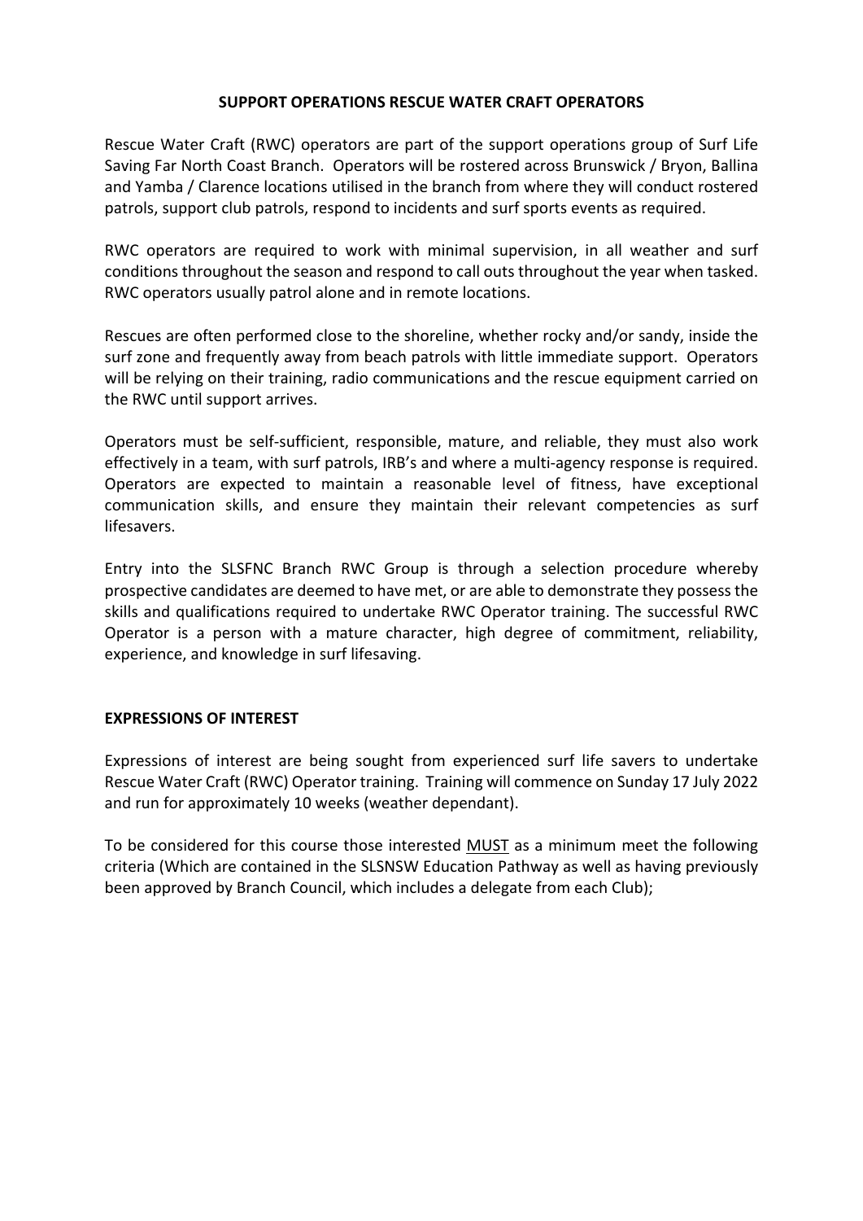**SUPPORT OPERATIONS RESCUE WATER CRAFT OPERATORS**

Rescue Water Craft (RWC) operators are part of the support operations group of Surf Life Saving Far North Coast Branch. Operators will be rostered across Brunswick / Bryon, Ballina and Yamba / Clarence locations utilised in the branch from where they will conduct rostered patrols, support club patrols, respond to incidents and surf sports events as required.

RWC operators are required to work with minimal supervision, in all weather and surf conditions throughout the season and respond to call outs throughout the year when tasked. RWC operators usually patrol alone and in remote locations.

Rescues are often performed close to the shoreline, whether rocky and/or sandy, inside the surf zone and frequently away from beach patrols with little immediate support. Operators will be relying on their training, radio communications and the rescue equipment carried on the RWC until support arrives.

Operators must be self-sufficient, responsible, mature, and reliable, they must also work effectively in a team, with surf patrols, IRB's and where a multi-agency response is required. Operators are expected to maintain a reasonable level of fitness, have exceptional communication skills, and ensure they maintain their relevant competencies as surf lifesavers.

Entry into the SLSFNC Branch RWC Group is through a selection procedure whereby prospective candidates are deemed to have met, or are able to demonstrate they possess the skills and qualifications required to undertake RWC Operator training. The successful RWC Operator is a person with a mature character, high degree of commitment, reliability, experience, and knowledge in surf lifesaving.

**EXPRESSIONS OF INTEREST**

Expressions of interest are being sought from experienced surf life savers to undertake Rescue Water Craft (RWC) Operator training. Training will commence on Sunday 17 July 2022 and run for approximately 10 weeks (weather dependant).

To be considered for this course those interested MUST as a minimum meet the following criteria (Which are contained in the SLSNSW Education Pathway as well as having previously been approved by Branch Council, which includes a delegate from each Club);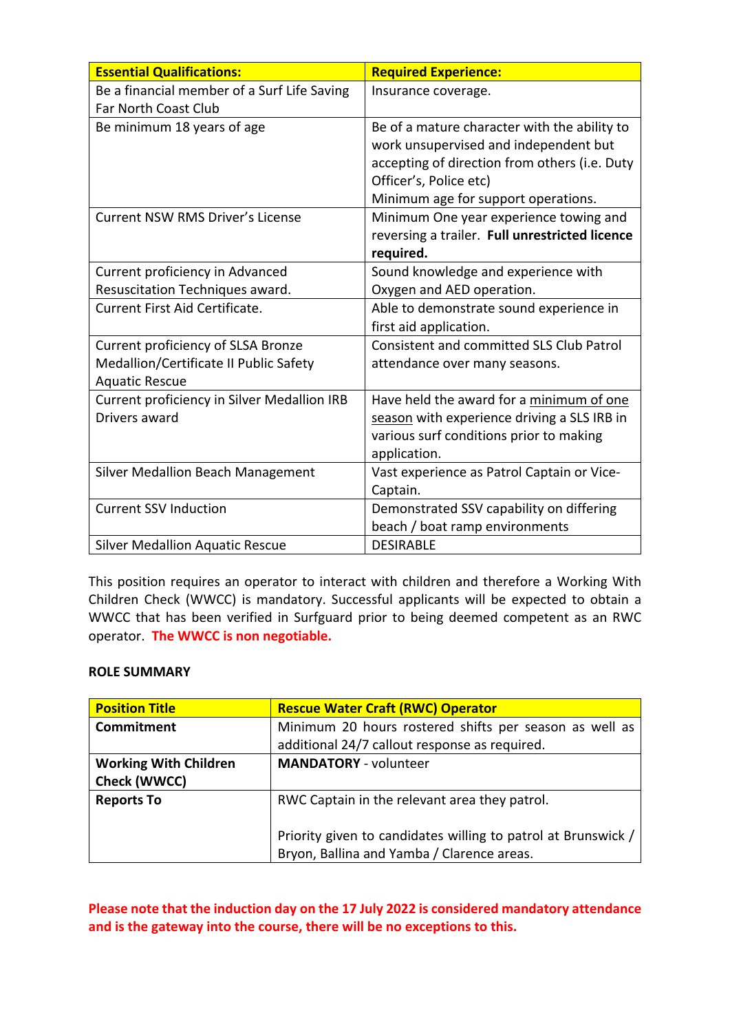| **Essential Qualifications:** | **Required Experience:** |
|---|---|
| Be a financial member of a Surf Life Saving Far North Coast Club | Insurance coverage. |
| Be minimum 18 years of age | Be of a mature character with the ability to work unsupervised and independent but accepting of direction from others (i.e. Duty Officer's, Police etc)<br>Minimum age for support operations. |
| Current NSW RMS Driver's License | Minimum One year experience towing and reversing a trailer. **Full unrestricted licence required.** |
| Current proficiency in Advanced Resuscitation Techniques award. | Sound knowledge and experience with Oxygen and AED operation. |
| Current First Aid Certificate. | Able to demonstrate sound experience in first aid application. |
| Current proficiency of SLSA Bronze Medallion/Certificate II Public Safety Aquatic Rescue | Consistent and committed SLS Club Patrol attendance over many seasons. |
| Current proficiency in Silver Medallion IRB Drivers award | Have held the award for a minimum of one season with experience driving a SLS IRB in various surf conditions prior to making application. |
| Silver Medallion Beach Management | Vast experience as Patrol Captain or Vice-Captain. |
| Current SSV Induction | Demonstrated SSV capability on differing beach / boat ramp environments |
| Silver Medallion Aquatic Rescue | DESIRABLE |

This position requires an operator to interact with children and therefore a Working With Children Check (WWCC) is mandatory. Successful applicants will be expected to obtain a WWCC that has been verified in Surfguard prior to being deemed competent as an RWC operator. **The WWCC is non negotiable.**

**ROLE SUMMARY**

| **Position Title** | **Rescue Water Craft (RWC) Operator** |
|---|---|
| **Commitment** | Minimum 20 hours rostered shifts per season as well as additional 24/7 callout response as required. |
| **Working With Children Check (WWCC)** | **MANDATORY** - volunteer |
| **Reports To** | RWC Captain in the relevant area they patrol.<br><br>Priority given to candidates willing to patrol at Brunswick / Bryon, Ballina and Yamba / Clarence areas. |

**Please note that the induction day on the 17 July 2022 is considered mandatory attendance and is the gateway into the course, there will be no exceptions to this.**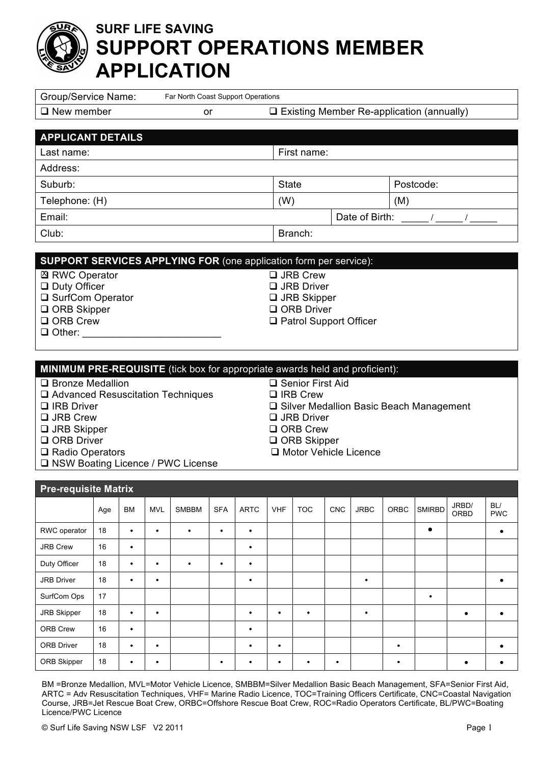# SURF LIFE SAVING
# SUPPORT OPERATIONS MEMBER APPLICATION

| Group/Service Name: | Far North Coast Support Operations |
|---|---|
| ☐ New member or | ☐ Existing Member Re-application (annually) |

## APPLICANT DETAILS

| | | |
|---|---|---|
| Last name: | First name: | |
| Address: | | |
| Suburb: | State | Postcode: |
| Telephone: (H) | (W) | (M) |
| Email: | Date of Birth: _____ / _____ / _____ | |
| Club: | Branch: | |

## SUPPORT SERVICES APPLYING FOR (one application form per service):

- ☒ RWC Operator
- ☐ Duty Officer
- ☐ SurfCom Operator
- ☐ ORB Skipper
- ☐ ORB Crew
- ☐ Other: ________________________
- ☐ JRB Crew
- ☐ JRB Driver
- ☐ JRB Skipper
- ☐ ORB Driver
- ☐ Patrol Support Officer

## MINIMUM PRE-REQUISITE (tick box for appropriate awards held and proficient):

- ☐ Bronze Medallion
- ☐ Advanced Resuscitation Techniques
- ☐ IRB Driver
- ☐ JRB Crew
- ☐ JRB Skipper
- ☐ ORB Driver
- ☐ Radio Operators
- ☐ NSW Boating Licence / PWC License
- ☐ Senior First Aid
- ☐ IRB Crew
- ☐ Silver Medallion Basic Beach Management
- ☐ JRB Driver
- ☐ ORB Crew
- ☐ ORB Skipper
- ☐ Motor Vehicle Licence

## Pre-requisite Matrix

| | Age | BM | MVL | SMBBM | SFA | ARTC | VHF | TOC | CNC | JRBC | ORBC | SMIRBD | JRBD/ ORBD | BL/ PWC |
|---|---|---|---|---|---|---|---|---|---|---|---|---|---|---|
| RWC operator | 18 | • | • | • | • | • | | | | | | • | | • |
| JRB Crew | 16 | • | | | | • | | | | | | | | |
| Duty Officer | 18 | • | • | • | • | • | | | | | | | | |
| JRB Driver | 18 | • | • | | | • | | | | • | | | | • |
| SurfCom Ops | 17 | | | | | | | | | | | • | | |
| JRB Skipper | 18 | • | • | | | • | • | • | | • | | | • | • |
| ORB Crew | 16 | • | | | | • | | | | | | | | |
| ORB Driver | 18 | • | • | | | • | • | | | | • | | | • |
| ORB Skipper | 18 | • | • | | • | • | • | • | • | | • | | • | • |

BM =Bronze Medallion, MVL=Motor Vehicle Licence, SMBBM=Silver Medallion Basic Beach Management, SFA=Senior First Aid, ARTC = Adv Resuscitation Techniques, VHF= Marine Radio Licence, TOC=Training Officers Certificate, CNC=Coastal Navigation Course, JRB=Jet Rescue Boat Crew, ORBC=Offshore Rescue Boat Crew, ROC=Radio Operators Certificate, BL/PWC=Boating Licence/PWC Licence

© Surf Life Saving NSW LSF V2 2011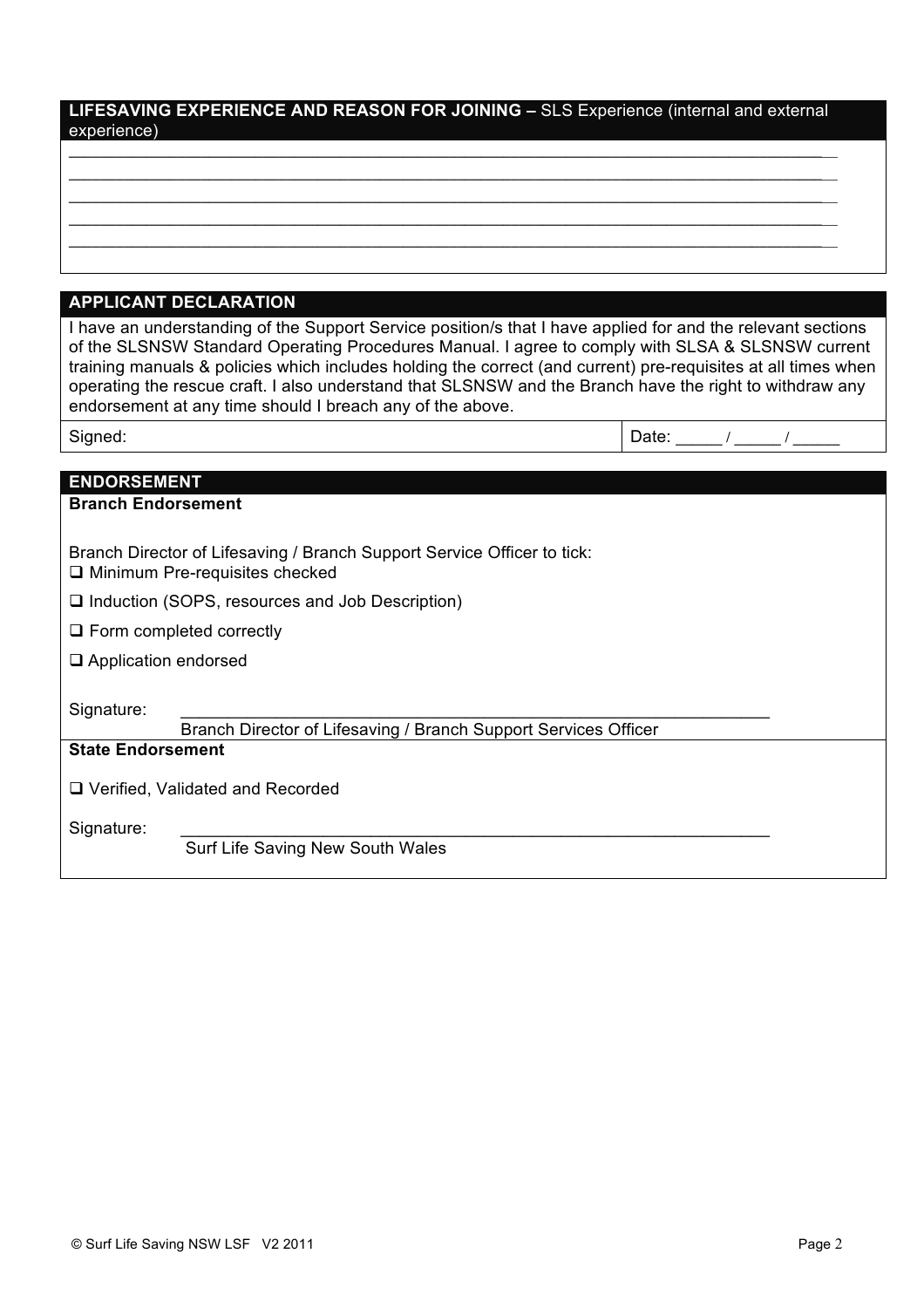## LIFESAVING EXPERIENCE AND REASON FOR JOINING – SLS Experience (internal and external experience)

\_\_\_\_\_\_\_\_\_\_\_\_\_\_\_\_\_\_\_\_\_\_\_\_\_\_\_\_\_\_\_\_\_\_\_\_\_\_\_\_\_\_\_\_\_\_\_\_\_\_\_\_\_\_\_\_\_\_\_\_\_\_\_\_\_\_\_\_\_\_\_\_\_\_\_\_

\_\_\_\_\_\_\_\_\_\_\_\_\_\_\_\_\_\_\_\_\_\_\_\_\_\_\_\_\_\_\_\_\_\_\_\_\_\_\_\_\_\_\_\_\_\_\_\_\_\_\_\_\_\_\_\_\_\_\_\_\_\_\_\_\_\_\_\_\_\_\_\_\_\_\_\_

\_\_\_\_\_\_\_\_\_\_\_\_\_\_\_\_\_\_\_\_\_\_\_\_\_\_\_\_\_\_\_\_\_\_\_\_\_\_\_\_\_\_\_\_\_\_\_\_\_\_\_\_\_\_\_\_\_\_\_\_\_\_\_\_\_\_\_\_\_\_\_\_\_\_\_\_

\_\_\_\_\_\_\_\_\_\_\_\_\_\_\_\_\_\_\_\_\_\_\_\_\_\_\_\_\_\_\_\_\_\_\_\_\_\_\_\_\_\_\_\_\_\_\_\_\_\_\_\_\_\_\_\_\_\_\_\_\_\_\_\_\_\_\_\_\_\_\_\_\_\_\_\_

\_\_\_\_\_\_\_\_\_\_\_\_\_\_\_\_\_\_\_\_\_\_\_\_\_\_\_\_\_\_\_\_\_\_\_\_\_\_\_\_\_\_\_\_\_\_\_\_\_\_\_\_\_\_\_\_\_\_\_\_\_\_\_\_\_\_\_\_\_\_\_\_\_\_\_\_

## APPLICANT DECLARATION

I have an understanding of the Support Service position/s that I have applied for and the relevant sections of the SLSNSW Standard Operating Procedures Manual. I agree to comply with SLSA & SLSNSW current training manuals & policies which includes holding the correct (and current) pre-requisites at all times when operating the rescue craft. I also understand that SLSNSW and the Branch have the right to withdraw any endorsement at any time should I breach any of the above.

| | |
|---|---|
| Signed: | Date: \_\_\_\_\_ / \_\_\_\_\_ / \_\_\_\_\_ |

## ENDORSEMENT

**Branch Endorsement**

Branch Director of Lifesaving / Branch Support Service Officer to tick:

- ❑ Minimum Pre-requisites checked
- ❑ Induction (SOPS, resources and Job Description)
- ❑ Form completed correctly
- ❑ Application endorsed

Signature: \_\_\_\_\_\_\_\_\_\_\_\_\_\_\_\_\_\_\_\_\_\_\_\_\_\_\_\_\_\_\_\_\_\_\_\_\_\_\_\_\_\_\_\_\_\_\_\_\_\_\_\_\_\_\_\_\_\_\_\_
Branch Director of Lifesaving / Branch Support Services Officer

**State Endorsement**

- ❑ Verified, Validated and Recorded

Signature: \_\_\_\_\_\_\_\_\_\_\_\_\_\_\_\_\_\_\_\_\_\_\_\_\_\_\_\_\_\_\_\_\_\_\_\_\_\_\_\_\_\_\_\_\_\_\_\_\_\_\_\_\_\_\_\_\_\_\_\_
Surf Life Saving New South Wales

© Surf Life Saving NSW LSF V2 2011